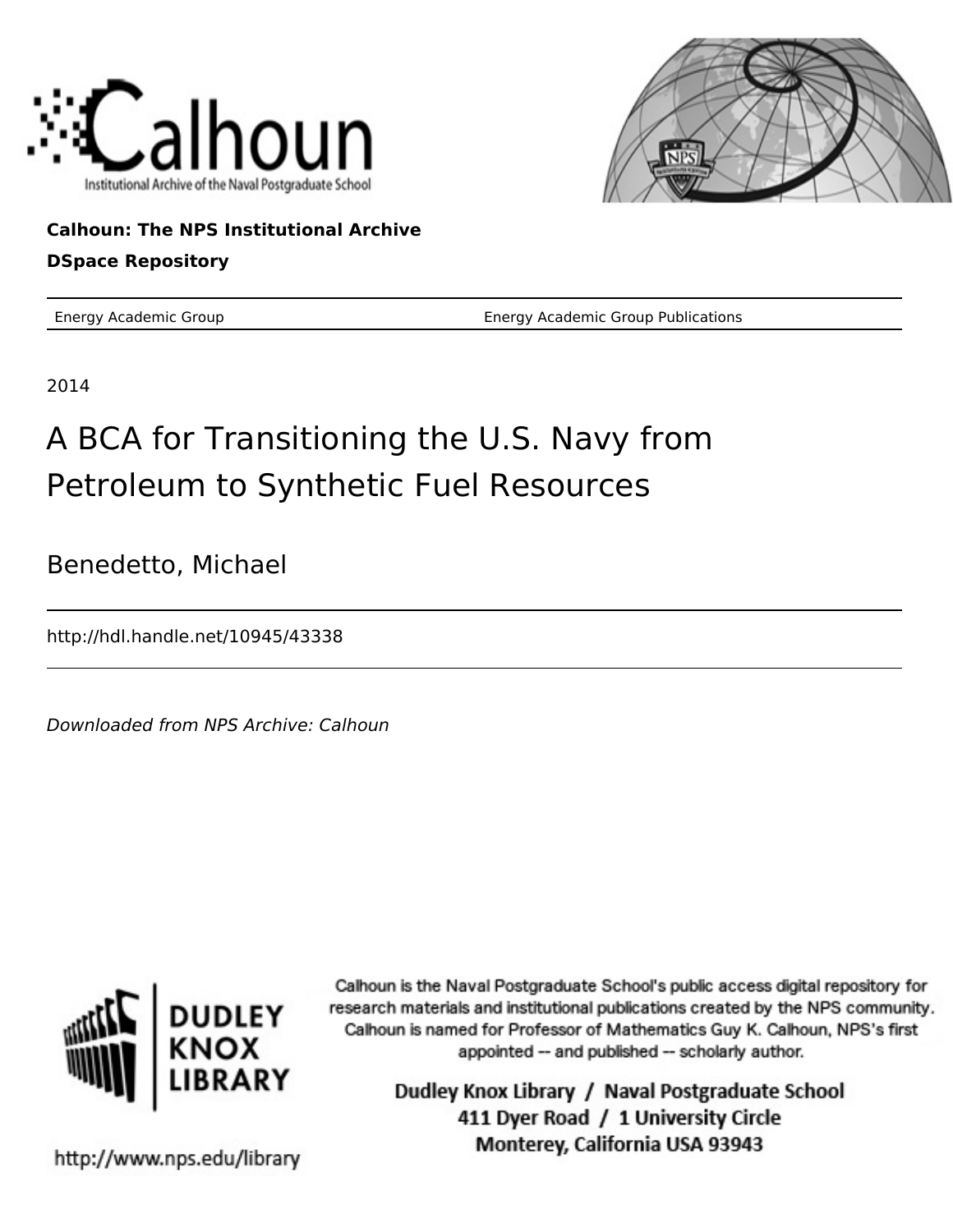Calhoun
Institutional Archive of the Naval Postgraduate School

**Calhoun: The NPS Institutional Archive**

**DSpace Repository**

| Energy Academic Group | Energy Academic Group Publications |
|---|---|

2014

# A BCA for Transitioning the U.S. Navy from Petroleum to Synthetic Fuel Resources

Benedetto, Michael

http://hdl.handle.net/10945/43338

*Downloaded from NPS Archive: Calhoun*

DUDLEY KNOX LIBRARY

Calhoun is the Naval Postgraduate School's public access digital repository for research materials and institutional publications created by the NPS community. Calhoun is named for Professor of Mathematics Guy K. Calhoun, NPS's first appointed -- and published -- scholarly author.

Dudley Knox Library / Naval Postgraduate School
411 Dyer Road / 1 University Circle
Monterey, California USA 93943

http://www.nps.edu/library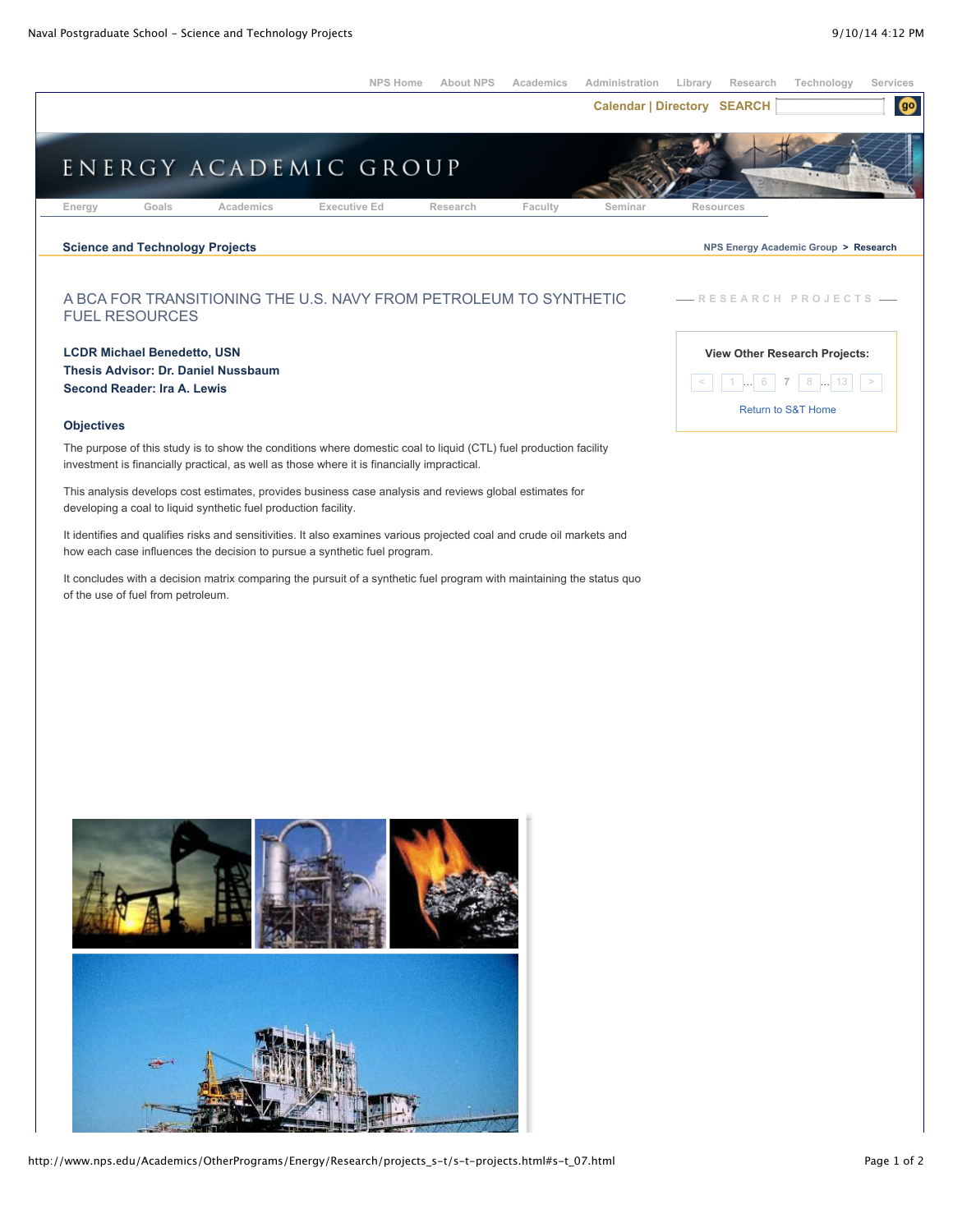NPS Home | About NPS | Academics | Administration | Library | Research | Technology | Services

Calendar | Directory SEARCH

ENERGY ACADEMIC GROUP

Energy | Goals | Academics | Executive Ed | Research | Faculty | Seminar | Resources

**Science and Technology Projects**

NPS Energy Academic Group > **Research**

## A BCA FOR TRANSITIONING THE U.S. NAVY FROM PETROLEUM TO SYNTHETIC FUEL RESOURCES

**LCDR Michael Benedetto, USN**
**Thesis Advisor: Dr. Daniel Nussbaum**
**Second Reader: Ira A. Lewis**

### Objectives

The purpose of this study is to show the conditions where domestic coal to liquid (CTL) fuel production facility investment is financially practical, as well as those where it is financially impractical.

This analysis develops cost estimates, provides business case analysis and reviews global estimates for developing a coal to liquid synthetic fuel production facility.

It identifies and qualifies risks and sensitivities. It also examines various projected coal and crude oil markets and how each case influences the decision to pursue a synthetic fuel program.

It concludes with a decision matrix comparing the pursuit of a synthetic fuel program with maintaining the status quo of the use of fuel from petroleum.

RESEARCH PROJECTS

**View Other Research Projects:**

< 1 ... 6 7 8 ... 13 >

Return to S&T Home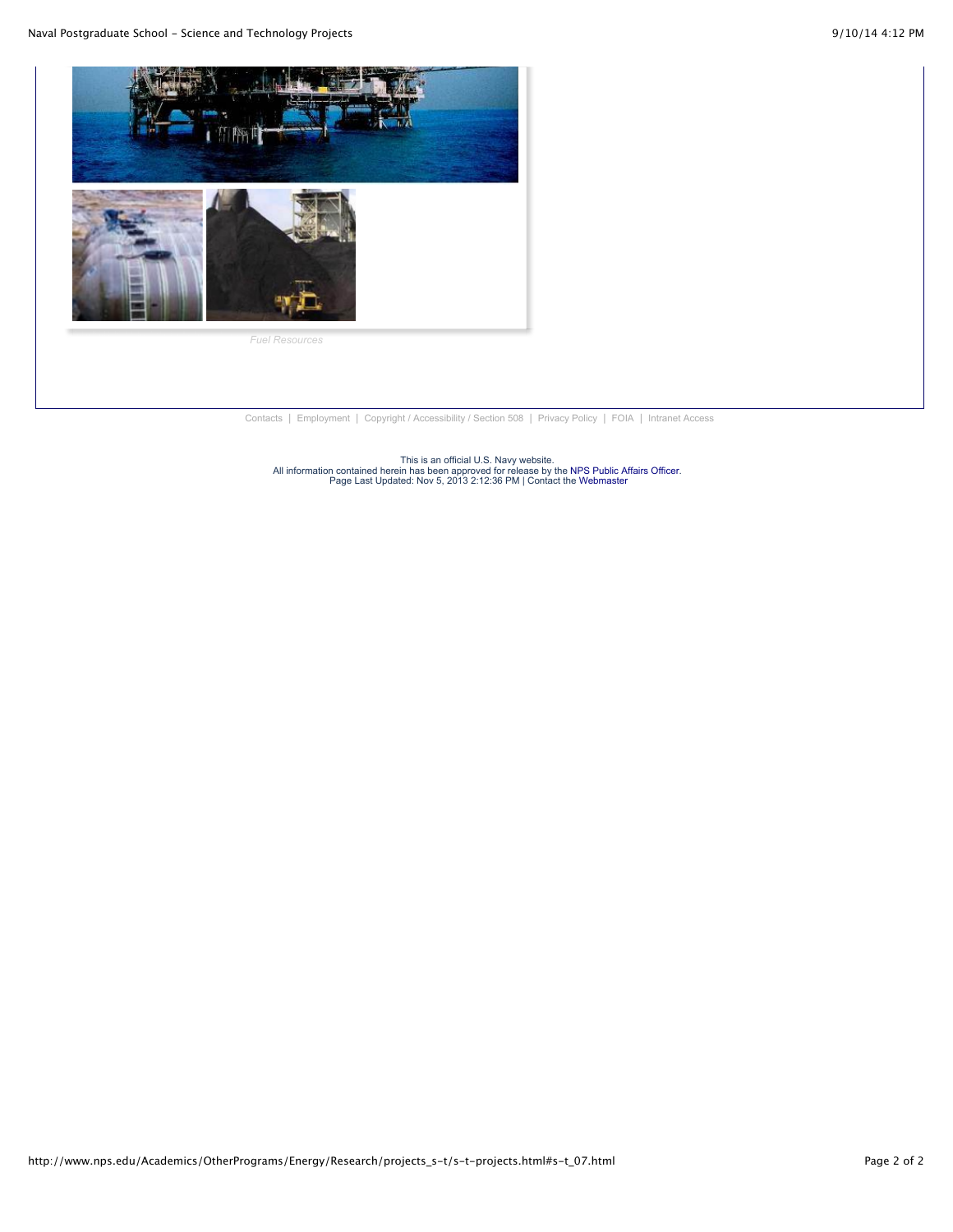*Fuel Resources*

Contacts | Employment | Copyright / Accessibility / Section 508 | Privacy Policy | FOIA | Intranet Access

This is an official U.S. Navy website.
All information contained herein has been approved for release by the NPS Public Affairs Officer.
Page Last Updated: Nov 5, 2013 2:12:36 PM | Contact the Webmaster